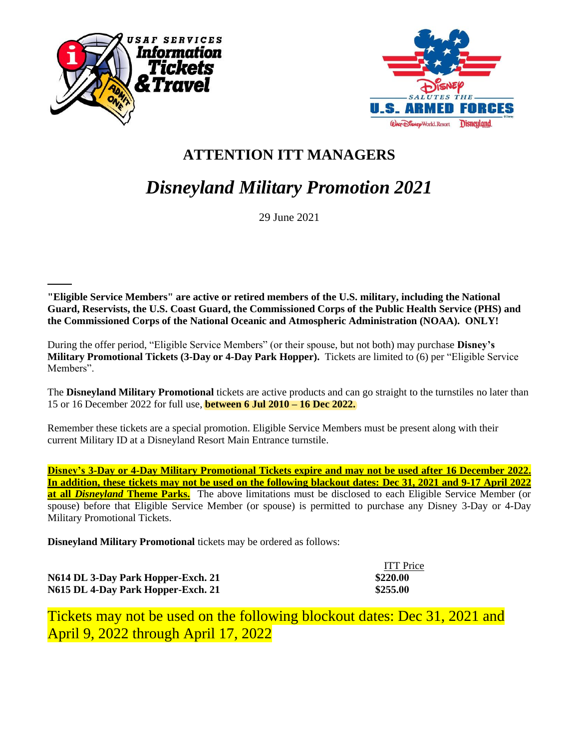# ATTENTION ITT MANAGERS

## *Disneyland Military Promotion 2021*

29 June 2021

**"Eligible Service Members" are active or retired members of the U.S. military, including the National Guard, Reservists, the U.S. Coast Guard, the Commissioned Corps of the Public Health Service (PHS) and the Commissioned Corps of the National Oceanic and Atmospheric Administration (NOAA). ONLY!**

During the offer period, "Eligible Service Members" (or their spouse, but not both) may purchase **Disney's Military Promotional Tickets (3-Day or 4-Day Park Hopper).** Tickets are limited to (6) per "Eligible Service Members".

The **Disneyland Military Promotional** tickets are active products and can go straight to the turnstiles no later than 15 or 16 December 2022 for full use, **between 6 Jul 2010 – 16 Dec 2022.**

Remember these tickets are a special promotion. Eligible Service Members must be present along with their current Military ID at a Disneyland Resort Main Entrance turnstile.

**Disney's 3-Day or 4-Day Military Promotional Tickets expire and may not be used after 16 December 2022. In addition, these tickets may not be used on the following blackout dates: Dec 31, 2021 and 9-17 April 2022 at all *Disneyland* Theme Parks.** The above limitations must be disclosed to each Eligible Service Member (or spouse) before that Eligible Service Member (or spouse) is permitted to purchase any Disney 3-Day or 4-Day Military Promotional Tickets.

**Disneyland Military Promotional** tickets may be ordered as follows:

| | ITT Price |
|---|---|
| **N614 DL 3-Day Park Hopper-Exch. 21** | **$220.00** |
| **N615 DL 4-Day Park Hopper-Exch. 21** | **$255.00** |

Tickets may not be used on the following blockout dates: Dec 31, 2021 and April 9, 2022 through April 17, 2022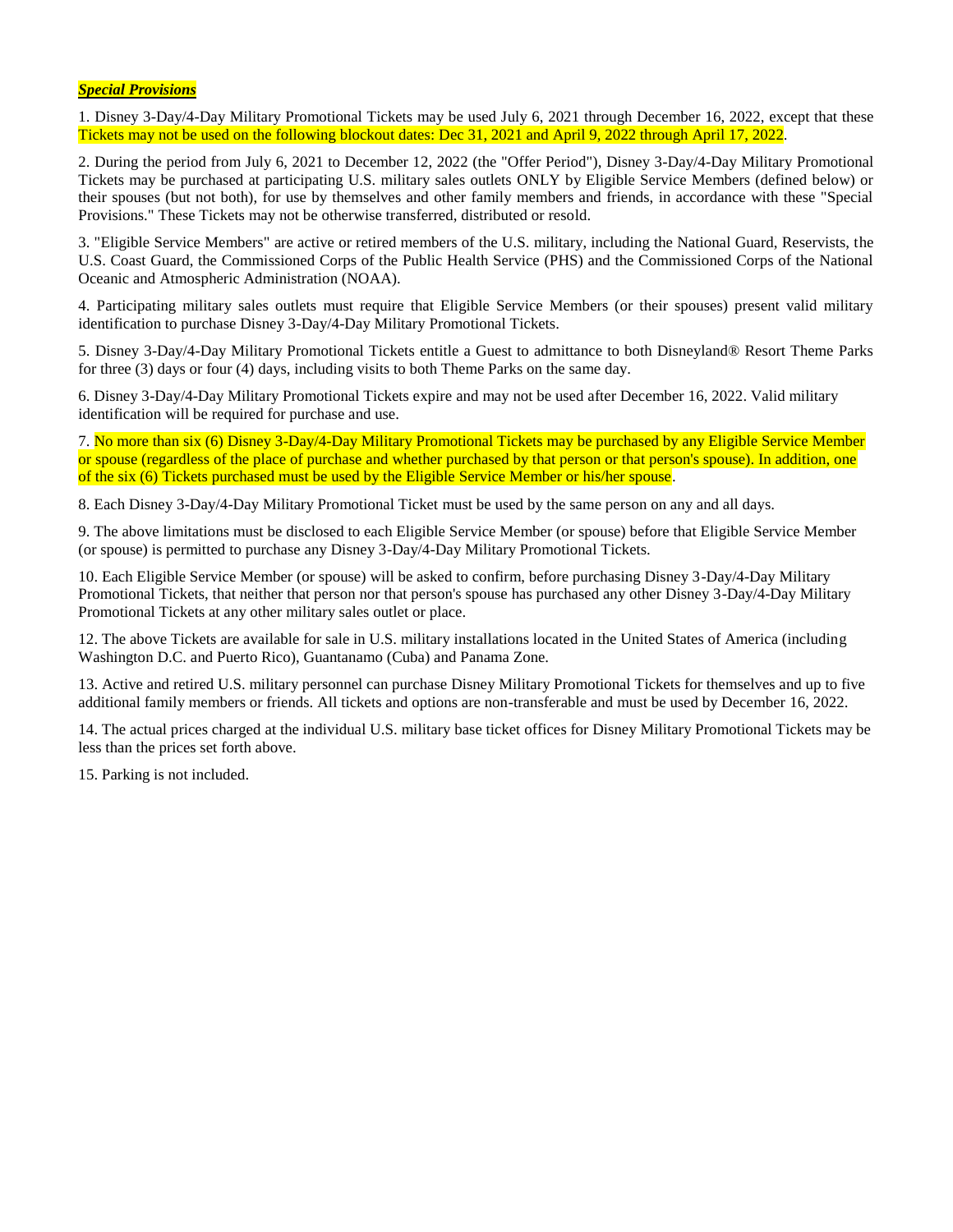***Special Provisions***

1. Disney 3-Day/4-Day Military Promotional Tickets may be used July 6, 2021 through December 16, 2022, except that these Tickets may not be used on the following blockout dates: Dec 31, 2021 and April 9, 2022 through April 17, 2022.

2. During the period from July 6, 2021 to December 12, 2022 (the "Offer Period"), Disney 3-Day/4-Day Military Promotional Tickets may be purchased at participating U.S. military sales outlets ONLY by Eligible Service Members (defined below) or their spouses (but not both), for use by themselves and other family members and friends, in accordance with these "Special Provisions." These Tickets may not be otherwise transferred, distributed or resold.

3. "Eligible Service Members" are active or retired members of the U.S. military, including the National Guard, Reservists, the U.S. Coast Guard, the Commissioned Corps of the Public Health Service (PHS) and the Commissioned Corps of the National Oceanic and Atmospheric Administration (NOAA).

4. Participating military sales outlets must require that Eligible Service Members (or their spouses) present valid military identification to purchase Disney 3-Day/4-Day Military Promotional Tickets.

5. Disney 3-Day/4-Day Military Promotional Tickets entitle a Guest to admittance to both Disneyland® Resort Theme Parks for three (3) days or four (4) days, including visits to both Theme Parks on the same day.

6. Disney 3-Day/4-Day Military Promotional Tickets expire and may not be used after December 16, 2022. Valid military identification will be required for purchase and use.

7. No more than six (6) Disney 3-Day/4-Day Military Promotional Tickets may be purchased by any Eligible Service Member or spouse (regardless of the place of purchase and whether purchased by that person or that person's spouse). In addition, one of the six (6) Tickets purchased must be used by the Eligible Service Member or his/her spouse.

8. Each Disney 3-Day/4-Day Military Promotional Ticket must be used by the same person on any and all days.

9. The above limitations must be disclosed to each Eligible Service Member (or spouse) before that Eligible Service Member (or spouse) is permitted to purchase any Disney 3-Day/4-Day Military Promotional Tickets.

10. Each Eligible Service Member (or spouse) will be asked to confirm, before purchasing Disney 3-Day/4-Day Military Promotional Tickets, that neither that person nor that person's spouse has purchased any other Disney 3-Day/4-Day Military Promotional Tickets at any other military sales outlet or place.

12. The above Tickets are available for sale in U.S. military installations located in the United States of America (including Washington D.C. and Puerto Rico), Guantanamo (Cuba) and Panama Zone.

13. Active and retired U.S. military personnel can purchase Disney Military Promotional Tickets for themselves and up to five additional family members or friends. All tickets and options are non-transferable and must be used by December 16, 2022.

14. The actual prices charged at the individual U.S. military base ticket offices for Disney Military Promotional Tickets may be less than the prices set forth above.

15. Parking is not included.